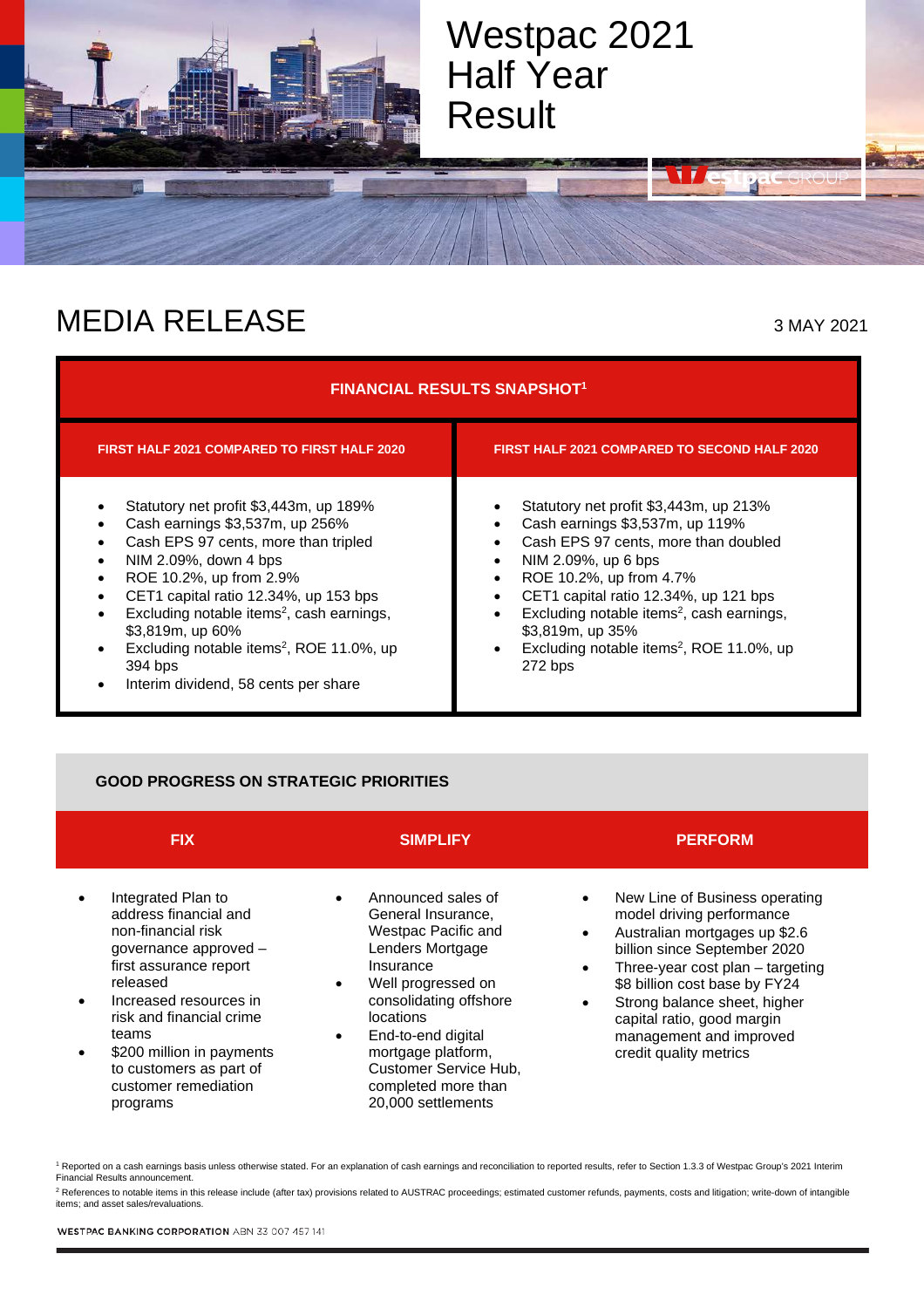# Westpac 2021 Half Year Result

## MEDIA RELEASE

3 MAY 2021

### FINANCIAL RESULTS SNAPSHOT[1]

| FIRST HALF 2021 COMPARED TO FIRST HALF 2020 | FIRST HALF 2021 COMPARED TO SECOND HALF 2020 |
|---|---|
| • Statutory net profit $3,443m, up 189%<br>• Cash earnings $3,537m, up 256%<br>• Cash EPS 97 cents, more than tripled<br>• NIM 2.09%, down 4 bps<br>• ROE 10.2%, up from 2.9%<br>• CET1 capital ratio 12.34%, up 153 bps<br>• Excluding notable items[2], cash earnings, $3,819m, up 60%<br>• Excluding notable items[2], ROE 11.0%, up 394 bps<br>• Interim dividend, 58 cents per share | • Statutory net profit $3,443m, up 213%<br>• Cash earnings $3,537m, up 119%<br>• Cash EPS 97 cents, more than doubled<br>• NIM 2.09%, up 6 bps<br>• ROE 10.2%, up from 4.7%<br>• CET1 capital ratio 12.34%, up 121 bps<br>• Excluding notable items[2], cash earnings, $3,819m, up 35%<br>• Excluding notable items[2], ROE 11.0%, up 272 bps |

### GOOD PROGRESS ON STRATEGIC PRIORITIES

| FIX | SIMPLIFY | PERFORM |
|---|---|---|
| • Integrated Plan to address financial and non-financial risk governance approved – first assurance report released<br>• Increased resources in risk and financial crime teams<br>• $200 million in payments to customers as part of customer remediation programs | • Announced sales of General Insurance, Westpac Pacific and Lenders Mortgage Insurance<br>• Well progressed on consolidating offshore locations<br>• End-to-end digital mortgage platform, Customer Service Hub, completed more than 20,000 settlements | • New Line of Business operating model driving performance<br>• Australian mortgages up $2.6 billion since September 2020<br>• Three-year cost plan – targeting $8 billion cost base by FY24<br>• Strong balance sheet, higher capital ratio, good margin management and improved credit quality metrics |

[1] Reported on a cash earnings basis unless otherwise stated. For an explanation of cash earnings and reconciliation to reported results, refer to Section 1.3.3 of Westpac Group's 2021 Interim Financial Results announcement.

[2] References to notable items in this release include (after tax) provisions related to AUSTRAC proceedings; estimated customer refunds, payments, costs and litigation; write-down of intangible items; and asset sales/revaluations.

WESTPAC BANKING CORPORATION ABN 33 007 457 141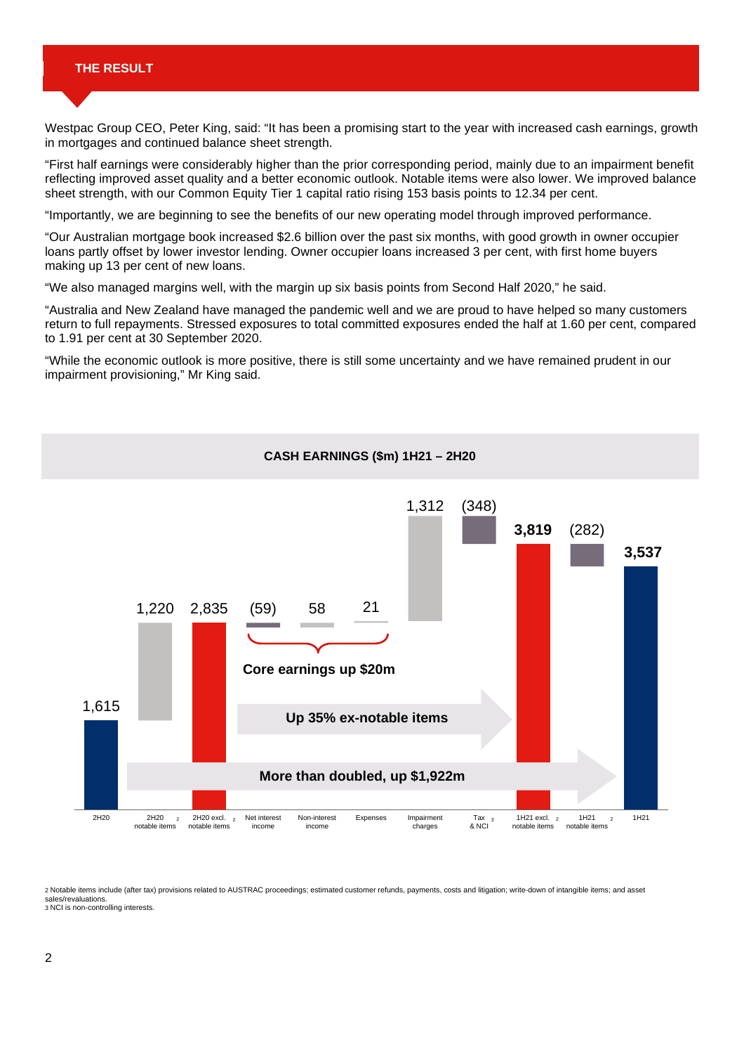## THE RESULT

Westpac Group CEO, Peter King, said: "It has been a promising start to the year with increased cash earnings, growth in mortgages and continued balance sheet strength.

"First half earnings were considerably higher than the prior corresponding period, mainly due to an impairment benefit reflecting improved asset quality and a better economic outlook. Notable items were also lower. We improved balance sheet strength, with our Common Equity Tier 1 capital ratio rising 153 basis points to 12.34 per cent.

"Importantly, we are beginning to see the benefits of our new operating model through improved performance.

"Our Australian mortgage book increased $2.6 billion over the past six months, with good growth in owner occupier loans partly offset by lower investor lending. Owner occupier loans increased 3 per cent, with first home buyers making up 13 per cent of new loans.

"We also managed margins well, with the margin up six basis points from Second Half 2020," he said.

"Australia and New Zealand have managed the pandemic well and we are proud to have helped so many customers return to full repayments. Stressed exposures to total committed exposures ended the half at 1.60 per cent, compared to 1.91 per cent at 30 September 2020.

"While the economic outlook is more positive, there is still some uncertainty and we have remained prudent in our impairment provisioning," Mr King said.

### CASH EARNINGS ($m) 1H21 – 2H20

| Item | $m |
|---|---|
| 2H20 | 1,615 |
| 2H20 notable items[2] | 1,220 |
| 2H20 excl. notable items[2] | 2,835 |
| Net interest income | (59) |
| Non-interest income | 58 |
| Expenses | 21 |
| Impairment charges | 1,312 |
| Tax & NCI[3] | (348) |
| 1H21 excl. notable items[2] | **3,819** |
| 1H21 notable items[2] | (282) |
| 1H21 | **3,537** |

**Core earnings up $20m**

**Up 35% ex-notable items**

**More than doubled, up $1,922m**

[2] Notable items include (after tax) provisions related to AUSTRAC proceedings; estimated customer refunds, payments, costs and litigation; write-down of intangible items; and asset sales/revaluations.
[3] NCI is non-controlling interests.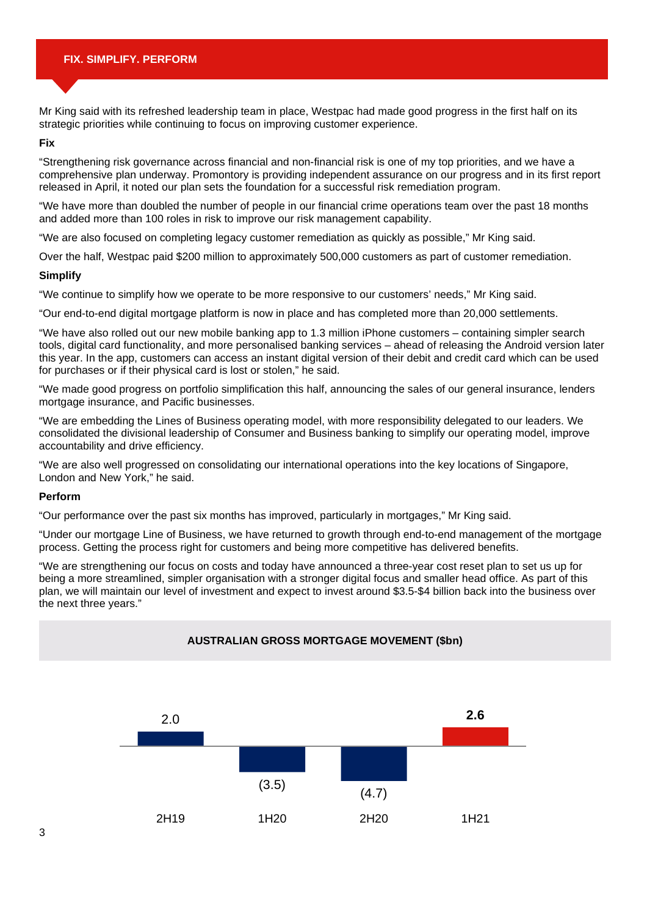## FIX. SIMPLIFY. PERFORM

Mr King said with its refreshed leadership team in place, Westpac had made good progress in the first half on its strategic priorities while continuing to focus on improving customer experience.

**Fix**

"Strengthening risk governance across financial and non-financial risk is one of my top priorities, and we have a comprehensive plan underway. Promontory is providing independent assurance on our progress and in its first report released in April, it noted our plan sets the foundation for a successful risk remediation program.

"We have more than doubled the number of people in our financial crime operations team over the past 18 months and added more than 100 roles in risk to improve our risk management capability.

"We are also focused on completing legacy customer remediation as quickly as possible," Mr King said.

Over the half, Westpac paid $200 million to approximately 500,000 customers as part of customer remediation.

**Simplify**

"We continue to simplify how we operate to be more responsive to our customers' needs," Mr King said.

"Our end-to-end digital mortgage platform is now in place and has completed more than 20,000 settlements.

"We have also rolled out our new mobile banking app to 1.3 million iPhone customers – containing simpler search tools, digital card functionality, and more personalised banking services – ahead of releasing the Android version later this year. In the app, customers can access an instant digital version of their debit and credit card which can be used for purchases or if their physical card is lost or stolen," he said.

"We made good progress on portfolio simplification this half, announcing the sales of our general insurance, lenders mortgage insurance, and Pacific businesses.

"We are embedding the Lines of Business operating model, with more responsibility delegated to our leaders. We consolidated the divisional leadership of Consumer and Business banking to simplify our operating model, improve accountability and drive efficiency.

"We are also well progressed on consolidating our international operations into the key locations of Singapore, London and New York," he said.

**Perform**

"Our performance over the past six months has improved, particularly in mortgages," Mr King said.

"Under our mortgage Line of Business, we have returned to growth through end-to-end management of the mortgage process. Getting the process right for customers and being more competitive has delivered benefits.

"We are strengthening our focus on costs and today have announced a three-year cost reset plan to set us up for being a more streamlined, simpler organisation with a stronger digital focus and smaller head office. As part of this plan, we will maintain our level of investment and expect to invest around $3.5-$4 billion back into the business over the next three years."

**AUSTRALIAN GROSS MORTGAGE MOVEMENT ($bn)**

| 2H19 | 1H20 | 2H20 | 1H21 |
|---|---|---|---|
| 2.0 | (3.5) | (4.7) | **2.6** |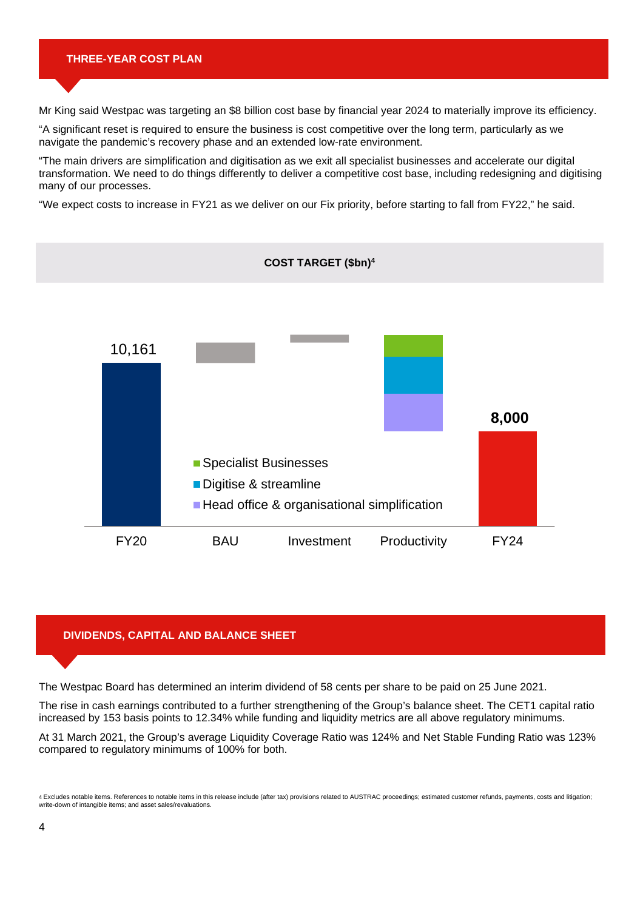## THREE-YEAR COST PLAN

Mr King said Westpac was targeting an $8 billion cost base by financial year 2024 to materially improve its efficiency.

“A significant reset is required to ensure the business is cost competitive over the long term, particularly as we navigate the pandemic’s recovery phase and an extended low-rate environment.

“The main drivers are simplification and digitisation as we exit all specialist businesses and accelerate our digital transformation. We need to do things differently to deliver a competitive cost base, including redesigning and digitising many of our processes.

“We expect costs to increase in FY21 as we deliver on our Fix priority, before starting to fall from FY22,” he said.

**COST TARGET ($bn)[4]**

10,161

8,000

- Specialist Businesses
- Digitise & streamline
- Head office & organisational simplification

FY20 BAU Investment Productivity FY24

## DIVIDENDS, CAPITAL AND BALANCE SHEET

The Westpac Board has determined an interim dividend of 58 cents per share to be paid on 25 June 2021.

The rise in cash earnings contributed to a further strengthening of the Group’s balance sheet. The CET1 capital ratio increased by 153 basis points to 12.34% while funding and liquidity metrics are all above regulatory minimums.

At 31 March 2021, the Group’s average Liquidity Coverage Ratio was 124% and Net Stable Funding Ratio was 123% compared to regulatory minimums of 100% for both.

[4] Excludes notable items. References to notable items in this release include (after tax) provisions related to AUSTRAC proceedings; estimated customer refunds, payments, costs and litigation; write-down of intangible items; and asset sales/revaluations.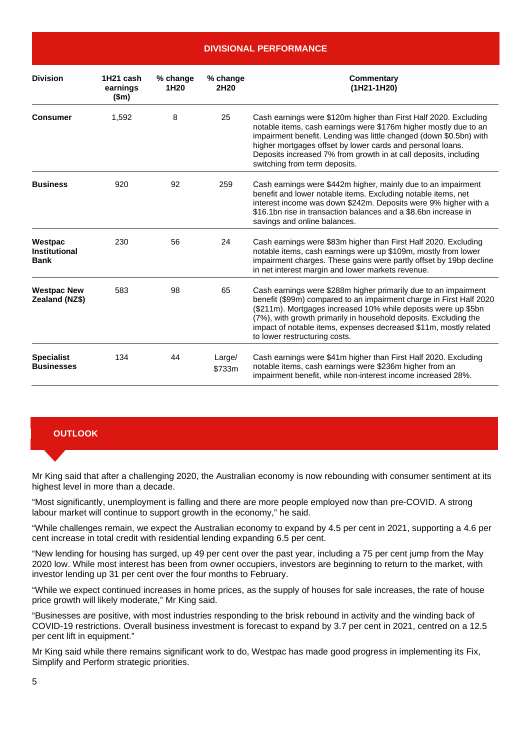## DIVISIONAL PERFORMANCE

| Division | 1H21 cash earnings ($m) | % change 1H20 | % change 2H20 | Commentary (1H21-1H20) |
|---|---|---|---|---|
| **Consumer** | 1,592 | 8 | 25 | Cash earnings were $120m higher than First Half 2020. Excluding notable items, cash earnings were $176m higher mostly due to an impairment benefit. Lending was little changed (down $0.5bn) with higher mortgages offset by lower cards and personal loans. Deposits increased 7% from growth in at call deposits, including switching from term deposits. |
| **Business** | 920 | 92 | 259 | Cash earnings were $442m higher, mainly due to an impairment benefit and lower notable items. Excluding notable items, net interest income was down $242m. Deposits were 9% higher with a $16.1bn rise in transaction balances and a $8.6bn increase in savings and online balances. |
| **Westpac Institutional Bank** | 230 | 56 | 24 | Cash earnings were $83m higher than First Half 2020. Excluding notable items, cash earnings were up $109m, mostly from lower impairment charges. These gains were partly offset by 19bp decline in net interest margin and lower markets revenue. |
| **Westpac New Zealand (NZ$)** | 583 | 98 | 65 | Cash earnings were $288m higher primarily due to an impairment benefit ($99m) compared to an impairment charge in First Half 2020 ($211m). Mortgages increased 10% while deposits were up $5bn (7%), with growth primarily in household deposits. Excluding the impact of notable items, expenses decreased $11m, mostly related to lower restructuring costs. |
| **Specialist Businesses** | 134 | 44 | Large/ $733m | Cash earnings were $41m higher than First Half 2020. Excluding notable items, cash earnings were $236m higher from an impairment benefit, while non-interest income increased 28%. |

## OUTLOOK

Mr King said that after a challenging 2020, the Australian economy is now rebounding with consumer sentiment at its highest level in more than a decade.

"Most significantly, unemployment is falling and there are more people employed now than pre-COVID. A strong labour market will continue to support growth in the economy," he said.

"While challenges remain, we expect the Australian economy to expand by 4.5 per cent in 2021, supporting a 4.6 per cent increase in total credit with residential lending expanding 6.5 per cent.

"New lending for housing has surged, up 49 per cent over the past year, including a 75 per cent jump from the May 2020 low. While most interest has been from owner occupiers, investors are beginning to return to the market, with investor lending up 31 per cent over the four months to February.

"While we expect continued increases in home prices, as the supply of houses for sale increases, the rate of house price growth will likely moderate," Mr King said.

"Businesses are positive, with most industries responding to the brisk rebound in activity and the winding back of COVID-19 restrictions. Overall business investment is forecast to expand by 3.7 per cent in 2021, centred on a 12.5 per cent lift in equipment."

Mr King said while there remains significant work to do, Westpac has made good progress in implementing its Fix, Simplify and Perform strategic priorities.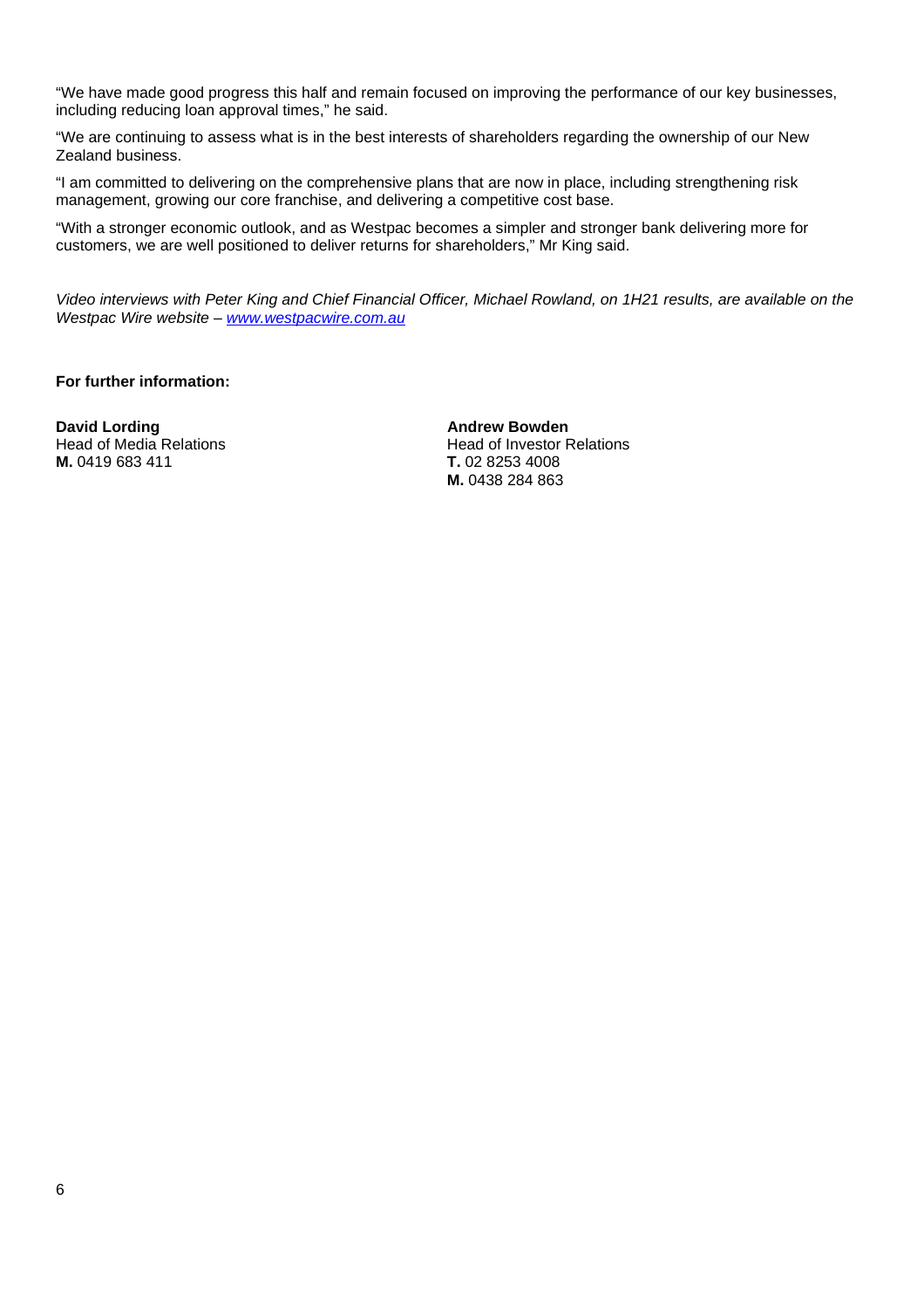"We have made good progress this half and remain focused on improving the performance of our key businesses, including reducing loan approval times," he said.

"We are continuing to assess what is in the best interests of shareholders regarding the ownership of our New Zealand business.

"I am committed to delivering on the comprehensive plans that are now in place, including strengthening risk management, growing our core franchise, and delivering a competitive cost base.

"With a stronger economic outlook, and as Westpac becomes a simpler and stronger bank delivering more for customers, we are well positioned to deliver returns for shareholders," Mr King said.

*Video interviews with Peter King and Chief Financial Officer, Michael Rowland, on 1H21 results, are available on the Westpac Wire website – [www.westpacwire.com.au](http://www.westpacwire.com.au)*

**For further information:**

**David Lording**
Head of Media Relations
**M.** 0419 683 411

**Andrew Bowden**
Head of Investor Relations
**T.** 02 8253 4008
**M.** 0438 284 863